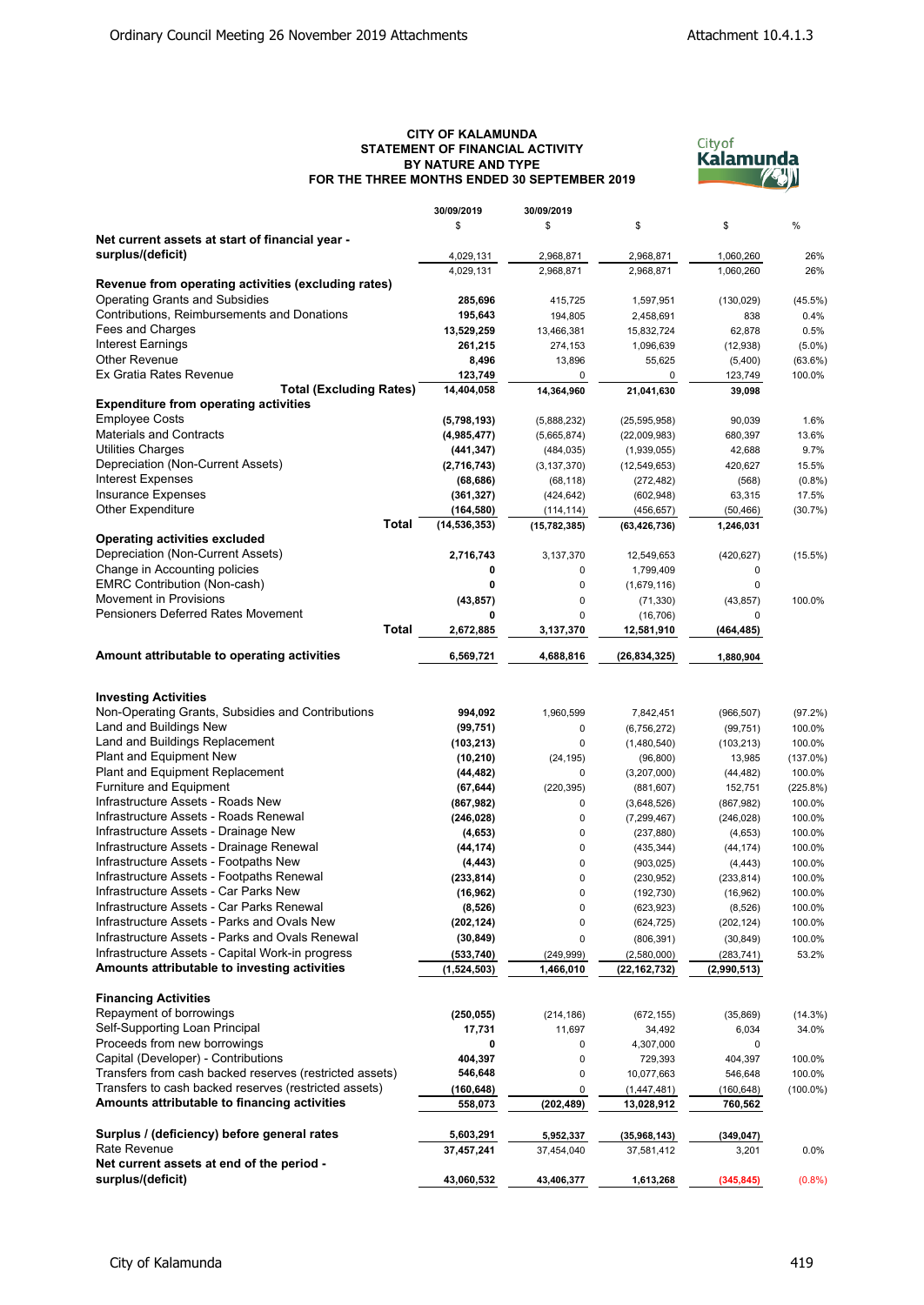**CITY OF KALAMUNDA**
**STATEMENT OF FINANCIAL ACTIVITY**
**BY NATURE AND TYPE**
**FOR THE THREE MONTHS ENDED 30 SEPTEMBER 2019**

| | 30/09/2019 | 30/09/2019 | | | |
|---|---|---|---|---|---|
| | $ | $ | $ | $ | % |
| **Net current assets at start of financial year - surplus/(deficit)** | 4,029,131 | 2,968,871 | 2,968,871 | 1,060,260 | 26% |
| | 4,029,131 | 2,968,871 | 2,968,871 | 1,060,260 | 26% |
| **Revenue from operating activities (excluding rates)** | | | | | |
| Operating Grants and Subsidies | **285,696** | 415,725 | 1,597,951 | (130,029) | (45.5%) |
| Contributions, Reimbursements and Donations | **195,643** | 194,805 | 2,458,691 | 838 | 0.4% |
| Fees and Charges | **13,529,259** | 13,466,381 | 15,832,724 | 62,878 | 0.5% |
| Interest Earnings | **261,215** | 274,153 | 1,096,639 | (12,938) | (5.0%) |
| Other Revenue | **8,496** | 13,896 | 55,625 | (5,400) | (63.6%) |
| Ex Gratia Rates Revenue | **123,749** | 0 | 0 | 123,749 | 100.0% |
| **Total (Excluding Rates)** | **14,404,058** | **14,364,960** | **21,041,630** | **39,098** | |
| **Expenditure from operating activities** | | | | | |
| Employee Costs | **(5,798,193)** | (5,888,232) | (25,595,958) | 90,039 | 1.6% |
| Materials and Contracts | **(4,985,477)** | (5,665,874) | (22,009,983) | 680,397 | 13.6% |
| Utilities Charges | **(441,347)** | (484,035) | (1,939,055) | 42,688 | 9.7% |
| Depreciation (Non-Current Assets) | **(2,716,743)** | (3,137,370) | (12,549,653) | 420,627 | 15.5% |
| Interest Expenses | **(68,686)** | (68,118) | (272,482) | (568) | (0.8%) |
| Insurance Expenses | **(361,327)** | (424,642) | (602,948) | 63,315 | 17.5% |
| Other Expenditure | **(164,580)** | (114,114) | (456,657) | (50,466) | (30.7%) |
| **Total** | **(14,536,353)** | **(15,782,385)** | **(63,426,736)** | **1,246,031** | |
| **Operating activities excluded** | | | | | |
| Depreciation (Non-Current Assets) | **2,716,743** | 3,137,370 | 12,549,653 | (420,627) | (15.5%) |
| Change in Accounting policies | **0** | 0 | 1,799,409 | 0 | |
| EMRC Contribution (Non-cash) | **0** | 0 | (1,679,116) | 0 | |
| Movement in Provisions | **(43,857)** | 0 | (71,330) | (43,857) | 100.0% |
| Pensioners Deferred Rates Movement | **0** | 0 | (16,706) | 0 | |
| **Total** | **2,672,885** | **3,137,370** | **12,581,910** | **(464,485)** | |
| **Amount attributable to operating activities** | **6,569,721** | **4,688,816** | **(26,834,325)** | **1,880,904** | |
| **Investing Activities** | | | | | |
| Non-Operating Grants, Subsidies and Contributions | **994,092** | 1,960,599 | 7,842,451 | (966,507) | (97.2%) |
| Land and Buildings New | **(99,751)** | 0 | (6,756,272) | (99,751) | 100.0% |
| Land and Buildings Replacement | **(103,213)** | 0 | (1,480,540) | (103,213) | 100.0% |
| Plant and Equipment New | **(10,210)** | (24,195) | (96,800) | 13,985 | (137.0%) |
| Plant and Equipment Replacement | **(44,482)** | 0 | (3,207,000) | (44,482) | 100.0% |
| Furniture and Equipment | **(67,644)** | (220,395) | (881,607) | 152,751 | (225.8%) |
| Infrastructure Assets - Roads New | **(867,982)** | 0 | (3,648,526) | (867,982) | 100.0% |
| Infrastructure Assets - Roads Renewal | **(246,028)** | 0 | (7,299,467) | (246,028) | 100.0% |
| Infrastructure Assets - Drainage New | **(4,653)** | 0 | (237,880) | (4,653) | 100.0% |
| Infrastructure Assets - Drainage Renewal | **(44,174)** | 0 | (435,344) | (44,174) | 100.0% |
| Infrastructure Assets - Footpaths New | **(4,443)** | 0 | (903,025) | (4,443) | 100.0% |
| Infrastructure Assets - Footpaths Renewal | **(233,814)** | 0 | (230,952) | (233,814) | 100.0% |
| Infrastructure Assets - Car Parks New | **(16,962)** | 0 | (192,730) | (16,962) | 100.0% |
| Infrastructure Assets - Car Parks Renewal | **(8,526)** | 0 | (623,923) | (8,526) | 100.0% |
| Infrastructure Assets - Parks and Ovals New | **(202,124)** | 0 | (624,725) | (202,124) | 100.0% |
| Infrastructure Assets - Parks and Ovals Renewal | **(30,849)** | 0 | (806,391) | (30,849) | 100.0% |
| Infrastructure Assets - Capital Work-in progress | **(533,740)** | (249,999) | (2,580,000) | (283,741) | 53.2% |
| **Amounts attributable to investing activities** | **(1,524,503)** | **1,466,010** | **(22,162,732)** | **(2,990,513)** | |
| **Financing Activities** | | | | | |
| Repayment of borrowings | **(250,055)** | (214,186) | (672,155) | (35,869) | (14.3%) |
| Self-Supporting Loan Principal | **17,731** | 11,697 | 34,492 | 6,034 | 34.0% |
| Proceeds from new borrowings | **0** | 0 | 4,307,000 | 0 | |
| Capital (Developer) - Contributions | **404,397** | 0 | 729,393 | 404,397 | 100.0% |
| Transfers from cash backed reserves (restricted assets) | **546,648** | 0 | 10,077,663 | 546,648 | 100.0% |
| Transfers to cash backed reserves (restricted assets) | **(160,648)** | 0 | (1,447,481) | (160,648) | (100.0%) |
| **Amounts attributable to financing activities** | **558,073** | **(202,489)** | **13,028,912** | **760,562** | |
| **Surplus / (deficiency) before general rates** | **5,603,291** | **5,952,337** | **(35,968,143)** | **(349,047)** | |
| Rate Revenue | **37,457,241** | 37,454,040 | 37,581,412 | 3,201 | 0.0% |
| **Net current assets at end of the period - surplus/(deficit)** | **43,060,532** | **43,406,377** | **1,613,268** | **(345,845)** | (0.8%) |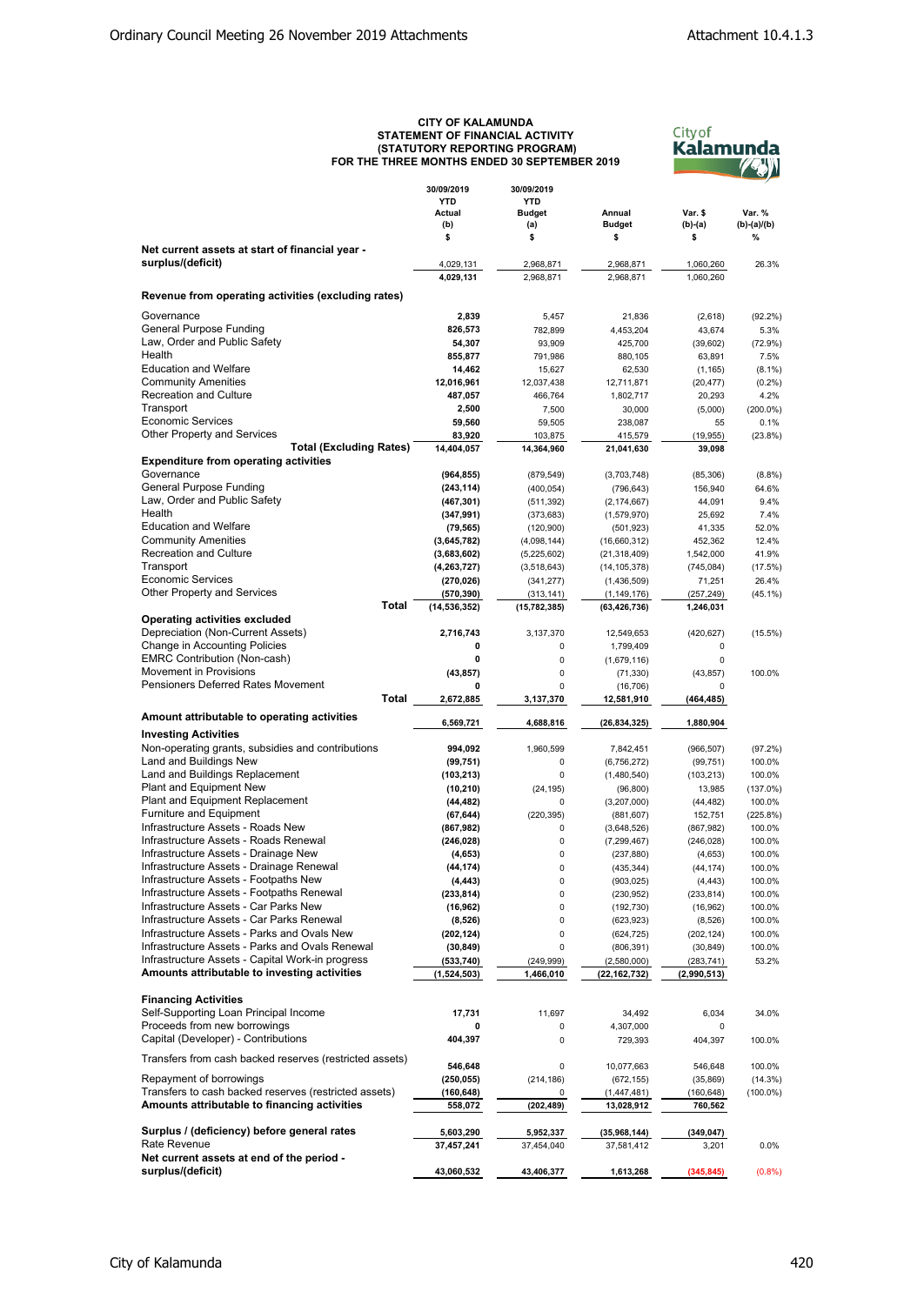**CITY OF KALAMUNDA**
**STATEMENT OF FINANCIAL ACTIVITY**
**(STATUTORY REPORTING PROGRAM)**
**FOR THE THREE MONTHS ENDED 30 SEPTEMBER 2019**

| | 30/09/2019 YTD Actual (b) $ | 30/09/2019 YTD Budget (a) $ | Annual Budget $ | Var. $ (b)-(a) $ | Var. % (b)-(a)/(b) % |
|---|---|---|---|---|---|
| **Net current assets at start of financial year - surplus/(deficit)** | 4,029,131 | 2,968,871 | 2,968,871 | 1,060,260 | 26.3% |
| | **4,029,131** | 2,968,871 | 2,968,871 | 1,060,260 | |
| **Revenue from operating activities (excluding rates)** | | | | | |
| Governance | **2,839** | 5,457 | 21,836 | (2,618) | (92.2%) |
| General Purpose Funding | **826,573** | 782,899 | 4,453,204 | 43,674 | 5.3% |
| Law, Order and Public Safety | **54,307** | 93,909 | 425,700 | (39,602) | (72.9%) |
| Health | **855,877** | 791,986 | 880,105 | 63,891 | 7.5% |
| Education and Welfare | **14,462** | 15,627 | 62,530 | (1,165) | (8.1%) |
| Community Amenities | **12,016,961** | 12,037,438 | 12,711,871 | (20,477) | (0.2%) |
| Recreation and Culture | **487,057** | 466,764 | 1,802,717 | 20,293 | 4.2% |
| Transport | **2,500** | 7,500 | 30,000 | (5,000) | (200.0%) |
| Economic Services | **59,560** | 59,505 | 238,087 | 55 | 0.1% |
| Other Property and Services | **83,920** | 103,875 | 415,579 | (19,955) | (23.8%) |
| **Total (Excluding Rates)** | **14,404,057** | **14,364,960** | **21,041,630** | **39,098** | |
| **Expenditure from operating activities** | | | | | |
| Governance | **(964,855)** | (879,549) | (3,703,748) | (85,306) | (8.8%) |
| General Purpose Funding | **(243,114)** | (400,054) | (796,643) | 156,940 | 64.6% |
| Law, Order and Public Safety | **(467,301)** | (511,392) | (2,174,667) | 44,091 | 9.4% |
| Health | **(347,991)** | (373,683) | (1,579,970) | 25,692 | 7.4% |
| Education and Welfare | **(79,565)** | (120,900) | (501,923) | 41,335 | 52.0% |
| Community Amenities | **(3,645,782)** | (4,098,144) | (16,660,312) | 452,362 | 12.4% |
| Recreation and Culture | **(3,683,602)** | (5,225,602) | (21,318,409) | 1,542,000 | 41.9% |
| Transport | **(4,263,727)** | (3,518,643) | (14,105,378) | (745,084) | (17.5%) |
| Economic Services | **(270,026)** | (341,277) | (1,436,509) | 71,251 | 26.4% |
| Other Property and Services | **(570,390)** | (313,141) | (1,149,176) | (257,249) | (45.1%) |
| **Total** | **(14,536,352)** | **(15,782,385)** | **(63,426,736)** | **1,246,031** | |
| **Operating activities excluded** | | | | | |
| Depreciation (Non-Current Assets) | **2,716,743** | 3,137,370 | 12,549,653 | (420,627) | (15.5%) |
| Change in Accounting Policies | **0** | 0 | 1,799,409 | 0 | |
| EMRC Contribution (Non-cash) | **0** | 0 | (1,679,116) | 0 | |
| Movement in Provisions | **(43,857)** | 0 | (71,330) | (43,857) | 100.0% |
| Pensioners Deferred Rates Movement | **0** | 0 | (16,706) | 0 | |
| **Total** | **2,672,885** | **3,137,370** | **12,581,910** | **(464,485)** | |
| **Amount attributable to operating activities** | **6,569,721** | **4,688,816** | **(26,834,325)** | **1,880,904** | |
| **Investing Activities** | | | | | |
| Non-operating grants, subsidies and contributions | **994,092** | 1,960,599 | 7,842,451 | (966,507) | (97.2%) |
| Land and Buildings New | **(99,751)** | 0 | (6,756,272) | (99,751) | 100.0% |
| Land and Buildings Replacement | **(103,213)** | 0 | (1,480,540) | (103,213) | 100.0% |
| Plant and Equipment New | **(10,210)** | (24,195) | (96,800) | 13,985 | (137.0%) |
| Plant and Equipment Replacement | **(44,482)** | 0 | (3,207,000) | (44,482) | 100.0% |
| Furniture and Equipment | **(67,644)** | (220,395) | (881,607) | 152,751 | (225.8%) |
| Infrastructure Assets - Roads New | **(867,982)** | 0 | (3,648,526) | (867,982) | 100.0% |
| Infrastructure Assets - Roads Renewal | **(246,028)** | 0 | (7,299,467) | (246,028) | 100.0% |
| Infrastructure Assets - Drainage New | **(4,653)** | 0 | (237,880) | (4,653) | 100.0% |
| Infrastructure Assets - Drainage Renewal | **(44,174)** | 0 | (435,344) | (44,174) | 100.0% |
| Infrastructure Assets - Footpaths New | **(4,443)** | 0 | (903,025) | (4,443) | 100.0% |
| Infrastructure Assets - Footpaths Renewal | **(233,814)** | 0 | (230,952) | (233,814) | 100.0% |
| Infrastructure Assets - Car Parks New | **(16,962)** | 0 | (192,730) | (16,962) | 100.0% |
| Infrastructure Assets - Car Parks Renewal | **(8,526)** | 0 | (623,923) | (8,526) | 100.0% |
| Infrastructure Assets - Parks and Ovals New | **(202,124)** | 0 | (624,725) | (202,124) | 100.0% |
| Infrastructure Assets - Parks and Ovals Renewal | **(30,849)** | 0 | (806,391) | (30,849) | 100.0% |
| Infrastructure Assets - Capital Work-in progress | **(533,740)** | (249,999) | (2,580,000) | (283,741) | 53.2% |
| **Amounts attributable to investing activities** | **(1,524,503)** | **1,466,010** | **(22,162,732)** | **(2,990,513)** | |
| **Financing Activities** | | | | | |
| Self-Supporting Loan Principal Income | **17,731** | 11,697 | 34,492 | 6,034 | 34.0% |
| Proceeds from new borrowings | **0** | 0 | 4,307,000 | 0 | |
| Capital (Developer) - Contributions | **404,397** | 0 | 729,393 | 404,397 | 100.0% |
| Transfers from cash backed reserves (restricted assets) | **546,648** | 0 | 10,077,663 | 546,648 | 100.0% |
| Repayment of borrowings | **(250,055)** | (214,186) | (672,155) | (35,869) | (14.3%) |
| Transfers to cash backed reserves (restricted assets) | **(160,648)** | 0 | (1,447,481) | (160,648) | (100.0%) |
| **Amounts attributable to financing activities** | **558,072** | **(202,489)** | **13,028,912** | **760,562** | |
| **Surplus / (deficiency) before general rates** | **5,603,290** | **5,952,337** | **(35,968,144)** | **(349,047)** | |
| Rate Revenue | **37,457,241** | 37,454,040 | 37,581,412 | 3,201 | 0.0% |
| **Net current assets at end of the period - surplus/(deficit)** | **43,060,532** | **43,406,377** | **1,613,268** | **(345,845)** | (0.8%) |